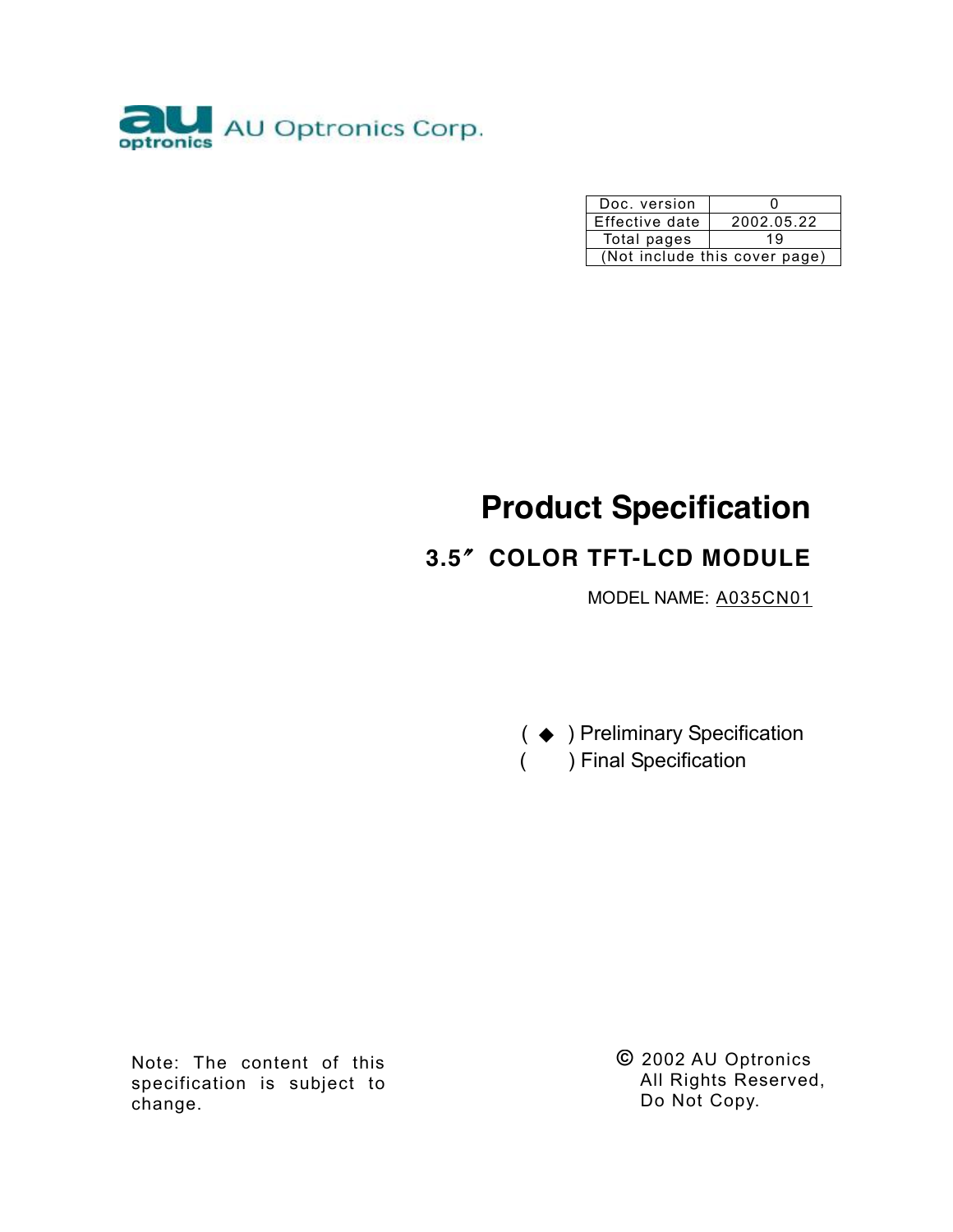AU Optronics Corp.

| Doc. version | 0 |
| --- | --- |
| Effective date | 2002.05.22 |
| Total pages | 19 |
| (Not include this cover page) | |

# Product Specification

## 3.5″ COLOR TFT-LCD MODULE

MODEL NAME: A035CN01

( ◆ ) Preliminary Specification
(   ) Final Specification

Note: The content of this specification is subject to change.

© 2002 AU Optronics
All Rights Reserved,
Do Not Copy.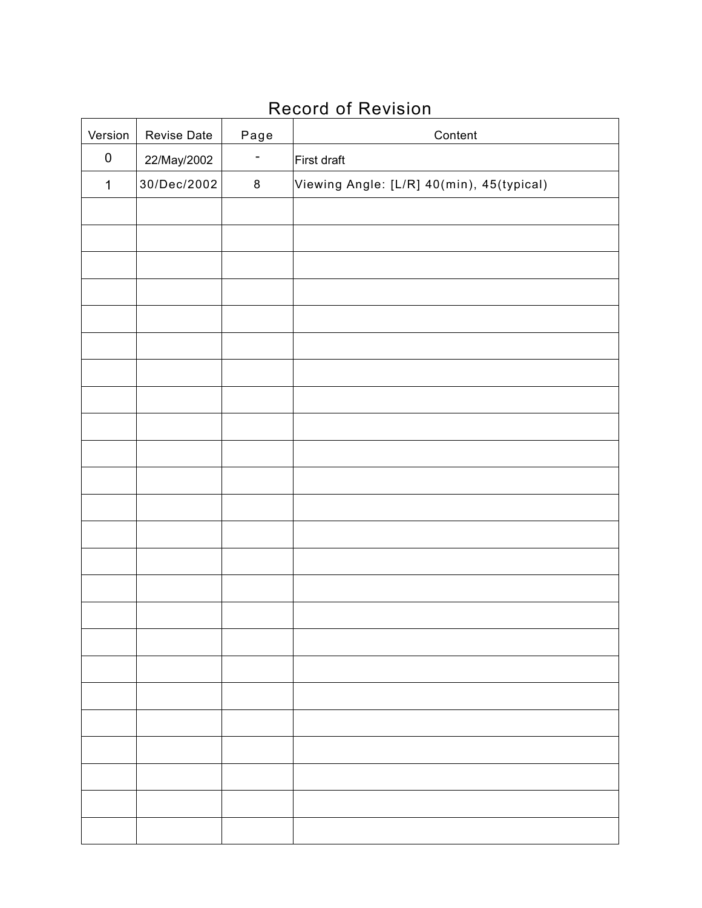# Record of Revision

| Version | Revise Date | Page | Content |
| --- | --- | --- | --- |
| 0 | 22/May/2002 | - | First draft |
| 1 | 30/Dec/2002 | 8 | Viewing Angle: [L/R] 40(min), 45(typical) |
| | | | |
| | | | |
| | | | |
| | | | |
| | | | |
| | | | |
| | | | |
| | | | |
| | | | |
| | | | |
| | | | |
| | | | |
| | | | |
| | | | |
| | | | |
| | | | |
| | | | |
| | | | |
| | | | |
| | | | |
| | | | |
| | | | |
| | | | |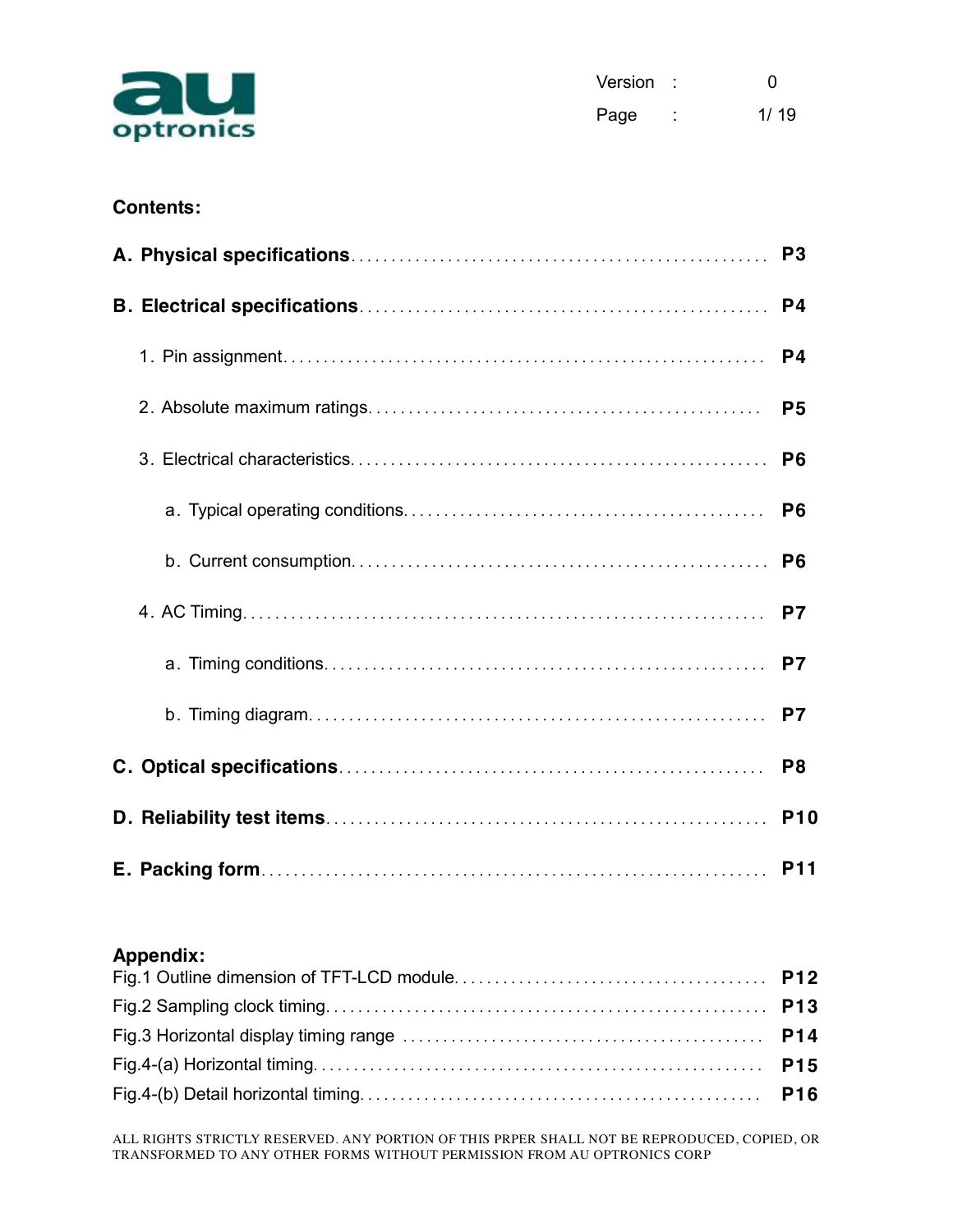## Contents:

**A. Physical specifications** .................................................. **P3**

**B. Electrical specifications** .................................................. **P4**

1. Pin assignment .................................................. **P4**
2. Absolute maximum ratings .................................................. **P5**
3. Electrical characteristics .................................................. **P6**
    a. Typical operating conditions .................................................. **P6**
    b. Current consumption .................................................. **P6**
4. AC Timing .................................................. **P7**
    a. Timing conditions .................................................. **P7**
    b. Timing diagram .................................................. **P7**

**C. Optical specifications** .................................................. **P8**

**D. Reliability test items** .................................................. **P10**

**E. Packing form** .................................................. **P11**

## Appendix:

Fig.1 Outline dimension of TFT-LCD module .................................................. **P12**
Fig.2 Sampling clock timing .................................................. **P13**
Fig.3 Horizontal display timing range .................................................. **P14**
Fig.4-(a) Horizontal timing .................................................. **P15**
Fig.4-(b) Detail horizontal timing .................................................. **P16**

ALL RIGHTS STRICTLY RESERVED. ANY PORTION OF THIS PRPER SHALL NOT BE REPRODUCED, COPIED, OR TRANSFORMED TO ANY OTHER FORMS WITHOUT PERMISSION FROM AU OPTRONICS CORP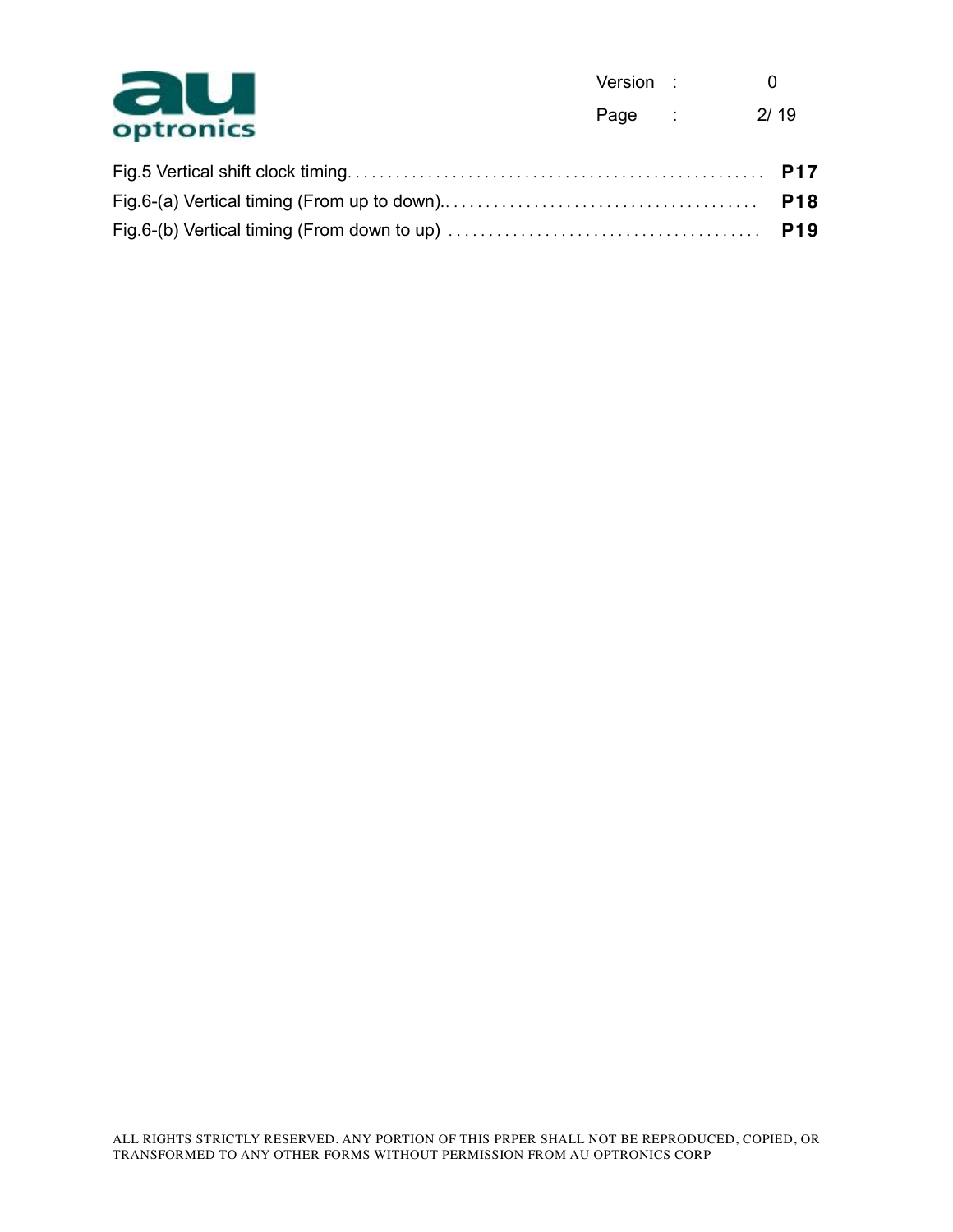Fig.5 Vertical shift clock timing. . . . . . . . . . . . . . . . . . . . . . . . . . . . . . . . . . . . . . . . . . . . . . . . . . . **P17**

Fig.6-(a) Vertical timing (From up to down). . . . . . . . . . . . . . . . . . . . . . . . . . . . . . . . . . . . . . . **P18**

Fig.6-(b) Vertical timing (From down to up) . . . . . . . . . . . . . . . . . . . . . . . . . . . . . . . . . . . . . . **P19**

ALL RIGHTS STRICTLY RESERVED. ANY PORTION OF THIS PRPER SHALL NOT BE REPRODUCED, COPIED, OR TRANSFORMED TO ANY OTHER FORMS WITHOUT PERMISSION FROM AU OPTRONICS CORP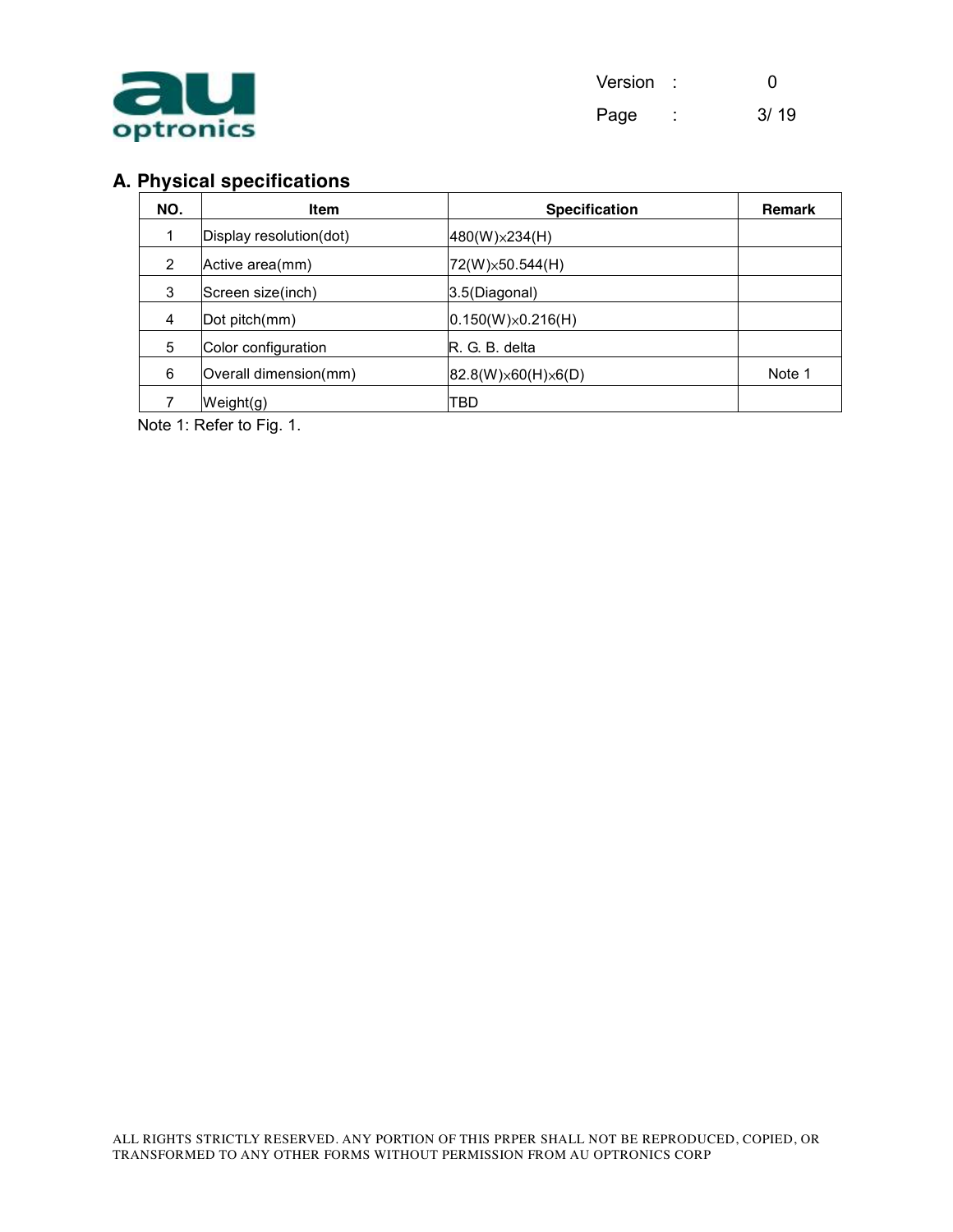## A. Physical specifications

| NO. | Item | Specification | Remark |
|---|---|---|---|
| 1 | Display resolution(dot) | 480(W)×234(H) | |
| 2 | Active area(mm) | 72(W)×50.544(H) | |
| 3 | Screen size(inch) | 3.5(Diagonal) | |
| 4 | Dot pitch(mm) | 0.150(W)×0.216(H) | |
| 5 | Color configuration | R. G. B. delta | |
| 6 | Overall dimension(mm) | 82.8(W)×60(H)×6(D) | Note 1 |
| 7 | Weight(g) | TBD | |

Note 1: Refer to Fig. 1.

ALL RIGHTS STRICTLY RESERVED. ANY PORTION OF THIS PRPER SHALL NOT BE REPRODUCED, COPIED, OR TRANSFORMED TO ANY OTHER FORMS WITHOUT PERMISSION FROM AU OPTRONICS CORP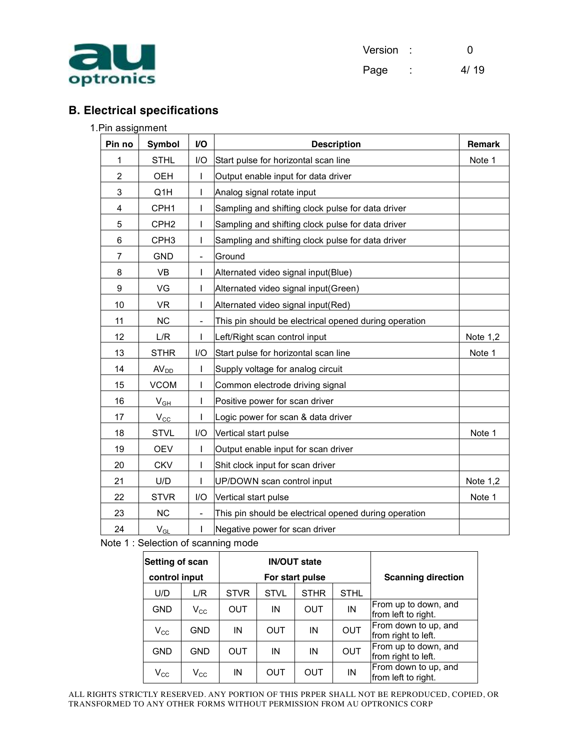## B. Electrical specifications

1.Pin assignment

| Pin no | Symbol | I/O | Description | Remark |
|---|---|---|---|---|
| 1 | STHL | I/O | Start pulse for horizontal scan line | Note 1 |
| 2 | OEH | I | Output enable input for data driver | |
| 3 | Q1H | I | Analog signal rotate input | |
| 4 | CPH1 | I | Sampling and shifting clock pulse for data driver | |
| 5 | CPH2 | I | Sampling and shifting clock pulse for data driver | |
| 6 | CPH3 | I | Sampling and shifting clock pulse for data driver | |
| 7 | GND | - | Ground | |
| 8 | VB | I | Alternated video signal input(Blue) | |
| 9 | VG | I | Alternated video signal input(Green) | |
| 10 | VR | I | Alternated video signal input(Red) | |
| 11 | NC | - | This pin should be electrical opened during operation | |
| 12 | L/R | I | Left/Right scan control input | Note 1,2 |
| 13 | STHR | I/O | Start pulse for horizontal scan line | Note 1 |
| 14 | $AV_{DD}$ | I | Supply voltage for analog circuit | |
| 15 | VCOM | I | Common electrode driving signal | |
| 16 | $V_{GH}$ | I | Positive power for scan driver | |
| 17 | $V_{CC}$ | I | Logic power for scan & data driver | |
| 18 | STVL | I/O | Vertical start pulse | Note 1 |
| 19 | OEV | I | Output enable input for scan driver | |
| 20 | CKV | I | Shit clock input for scan driver | |
| 21 | U/D | I | UP/DOWN scan control input | Note 1,2 |
| 22 | STVR | I/O | Vertical start pulse | Note 1 |
| 23 | NC | - | This pin should be electrical opened during operation | |
| 24 | $V_{GL}$ | I | Negative power for scan driver | |

Note 1 : Selection of scanning mode

| Setting of scan control input | | IN/OUT state For start pulse | | | | Scanning direction |
|---|---|---|---|---|---|---|
| U/D | L/R | STVR | STVL | STHR | STHL | |
| GND | $V_{CC}$ | OUT | IN | OUT | IN | From up to down, and from left to right. |
| $V_{CC}$ | GND | IN | OUT | IN | OUT | From down to up, and from right to left. |
| GND | GND | OUT | IN | IN | OUT | From up to down, and from right to left. |
| $V_{CC}$ | $V_{CC}$ | IN | OUT | OUT | IN | From down to up, and from left to right. |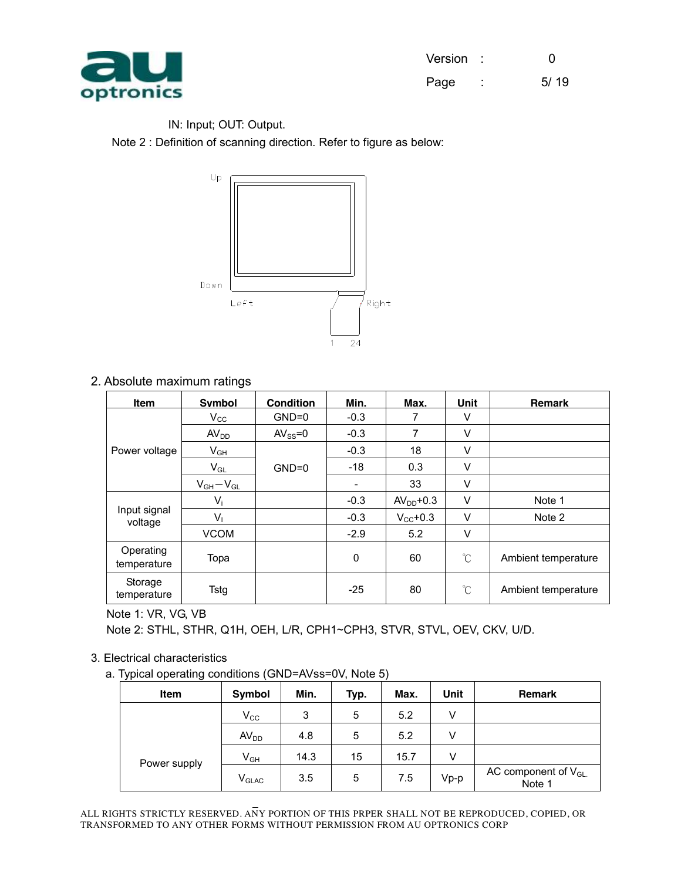IN: Input; OUT: Output.

Note 2 : Definition of scanning direction. Refer to figure as below:

Up

Down

Left

Right

1 24

2. Absolute maximum ratings

| Item | Symbol | Condition | Min. | Max. | Unit | Remark |
|---|---|---|---|---|---|---|
| Power voltage | $V_{CC}$ | GND=0 | -0.3 | 7 | V | |
| | $AV_{DD}$ | $AV_{SS}$=0 | -0.3 | 7 | V | |
| | $V_{GH}$ | GND=0 | -0.3 | 18 | V | |
| | $V_{GL}$ | | -18 | 0.3 | V | |
| | $V_{GH}-V_{GL}$ | | - | 33 | V | |
| Input signal voltage | $V_i$ | | -0.3 | $AV_{DD}$+0.3 | V | Note 1 |
| | $V_I$ | | -0.3 | $V_{CC}$+0.3 | V | Note 2 |
| | VCOM | | -2.9 | 5.2 | V | |
| Operating temperature | Topa | | 0 | 60 | ℃ | Ambient temperature |
| Storage temperature | Tstg | | -25 | 80 | ℃ | Ambient temperature |

Note 1: VR, VG, VB

Note 2: STHL, STHR, Q1H, OEH, L/R, CPH1~CPH3, STVR, STVL, OEV, CKV, U/D.

3. Electrical characteristics

a. Typical operating conditions (GND=AVss=0V, Note 5)

| Item | Symbol | Min. | Typ. | Max. | Unit | Remark |
|---|---|---|---|---|---|---|
| Power supply | $V_{CC}$ | 3 | 5 | 5.2 | V | |
| | $AV_{DD}$ | 4.8 | 5 | 5.2 | V | |
| | $V_{GH}$ | 14.3 | 15 | 15.7 | V | |
| | $V_{GLAC}$ | 3.5 | 5 | 7.5 | Vp-p | AC component of $V_{GL}$. Note 1 |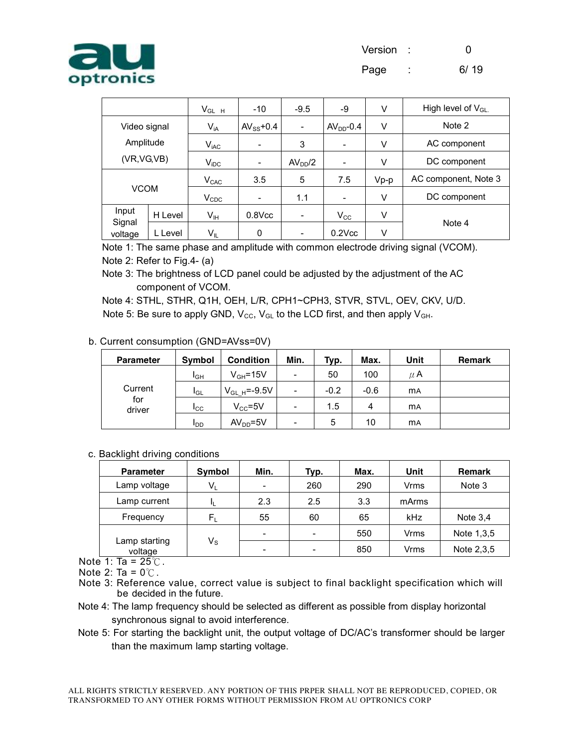| | | Symbol | Min. | Typ. | Max. | Unit | Remark |
|---|---|---|---|---|---|---|---|
| | | $V_{GL\_H}$ | -10 | -9.5 | -9 | V | High level of $V_{GL}$ |
| Video signal Amplitude (VR,VG,VB) | | $V_{iA}$ | $AV_{SS}$+0.4 | - | $AV_{DD}$-0.4 | V | Note 2 |
| | | $V_{iAC}$ | - | 3 | - | V | AC component |
| | | $V_{iDC}$ | - | $AV_{DD}/2$ | - | V | DC component |
| VCOM | | $V_{CAC}$ | 3.5 | 5 | 7.5 | Vp-p | AC component, Note 3 |
| | | $V_{CDC}$ | - | 1.1 | - | V | DC component |
| Input Signal voltage | H Level | $V_{IH}$ | 0.8Vcc | - | $V_{CC}$ | V | Note 4 |
| | L Level | $V_{IL}$ | 0 | - | 0.2Vcc | V | |

Note 1: The same phase and amplitude with common electrode driving signal (VCOM).

Note 2: Refer to Fig.4- (a)

Note 3: The brightness of LCD panel could be adjusted by the adjustment of the AC component of VCOM.

Note 4: STHL, STHR, Q1H, OEH, L/R, CPH1~CPH3, STVR, STVL, OEV, CKV, U/D.

Note 5: Be sure to apply GND, $V_{CC}$, $V_{GL}$ to the LCD first, and then apply $V_{GH}$.

b. Current consumption (GND=AVss=0V)

| Parameter | Symbol | Condition | Min. | Typ. | Max. | Unit | Remark |
|---|---|---|---|---|---|---|---|
| Current for driver | $I_{GH}$ | $V_{GH}$=15V | - | 50 | 100 | μA | |
| | $I_{GL}$ | $V_{GL\_H}$=-9.5V | - | -0.2 | -0.6 | mA | |
| | $I_{CC}$ | $V_{CC}$=5V | - | 1.5 | 4 | mA | |
| | $I_{DD}$ | $AV_{DD}$=5V | - | 5 | 10 | mA | |

c. Backlight driving conditions

| Parameter | Symbol | Min. | Typ. | Max. | Unit | Remark |
|---|---|---|---|---|---|---|
| Lamp voltage | $V_L$ | - | 260 | 290 | Vrms | Note 3 |
| Lamp current | $I_L$ | 2.3 | 2.5 | 3.3 | mArms | |
| Frequency | $F_L$ | 55 | 60 | 65 | kHz | Note 3,4 |
| Lamp starting voltage | $V_S$ | - | - | 550 | Vrms | Note 1,3,5 |
| | | - | - | 850 | Vrms | Note 2,3,5 |

Note 1: Ta = 25℃.

Note 2: Ta = 0℃.

Note 3: Reference value, correct value is subject to final backlight specification which will be decided in the future.

Note 4: The lamp frequency should be selected as different as possible from display horizontal synchronous signal to avoid interference.

Note 5: For starting the backlight unit, the output voltage of DC/AC's transformer should be larger than the maximum lamp starting voltage.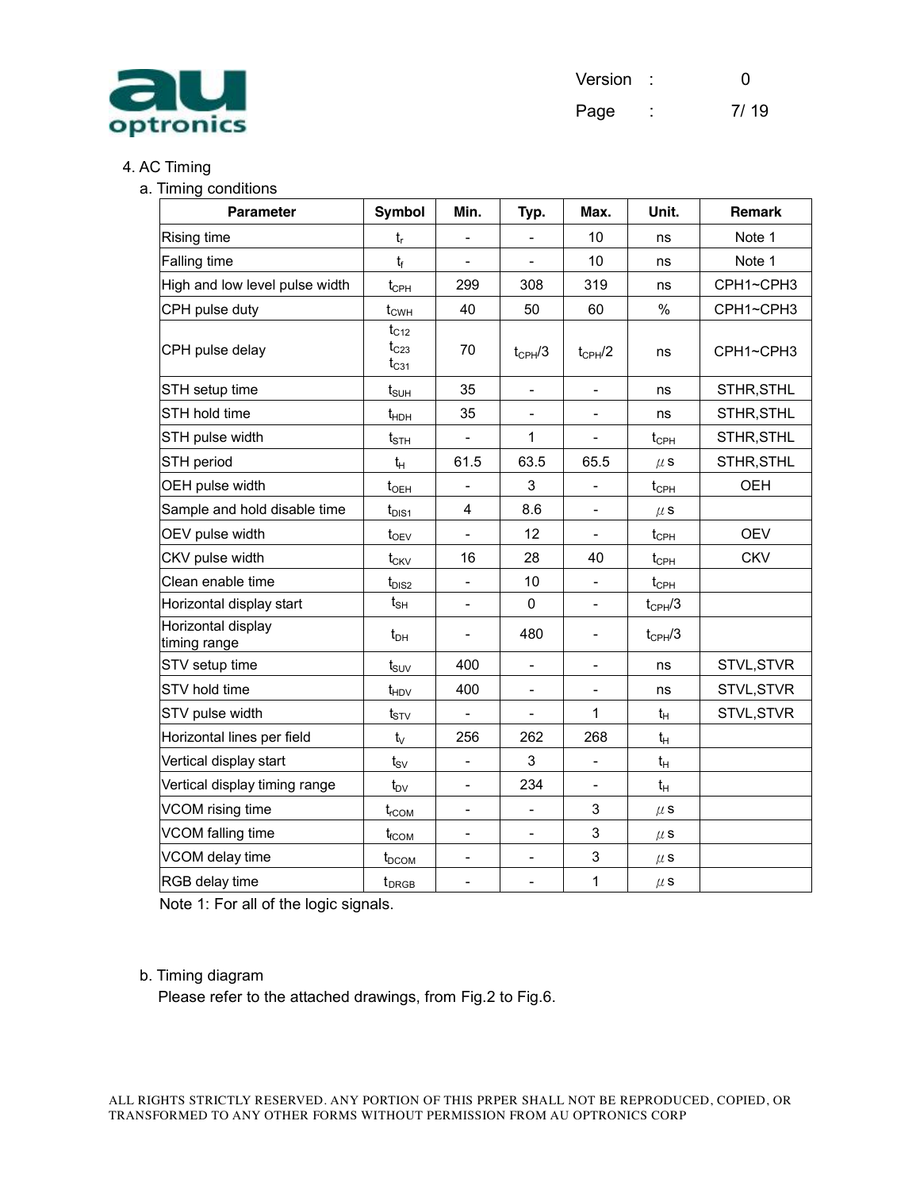## 4. AC Timing

### a. Timing conditions

| Parameter | Symbol | Min. | Typ. | Max. | Unit. | Remark |
|---|---|---|---|---|---|---|
| Rising time | $t_r$ | - | - | 10 | ns | Note 1 |
| Falling time | $t_f$ | - | - | 10 | ns | Note 1 |
| High and low level pulse width | $t_{CPH}$ | 299 | 308 | 319 | ns | CPH1~CPH3 |
| CPH pulse duty | $t_{CWH}$ | 40 | 50 | 60 | % | CPH1~CPH3 |
| CPH pulse delay | $t_{C12}$ $t_{C23}$ $t_{C31}$ | 70 | $t_{CPH}/3$ | $t_{CPH}/2$ | ns | CPH1~CPH3 |
| STH setup time | $t_{SUH}$ | 35 | - | - | ns | STHR,STHL |
| STH hold time | $t_{HDH}$ | 35 | - | - | ns | STHR,STHL |
| STH pulse width | $t_{STH}$ | - | 1 | - | $t_{CPH}$ | STHR,STHL |
| STH period | $t_H$ | 61.5 | 63.5 | 65.5 | $\mu$s | STHR,STHL |
| OEH pulse width | $t_{OEH}$ | - | 3 | - | $t_{CPH}$ | OEH |
| Sample and hold disable time | $t_{DIS1}$ | 4 | 8.6 | - | $\mu$s | |
| OEV pulse width | $t_{OEV}$ | - | 12 | - | $t_{CPH}$ | OEV |
| CKV pulse width | $t_{CKV}$ | 16 | 28 | 40 | $t_{CPH}$ | CKV |
| Clean enable time | $t_{DIS2}$ | - | 10 | - | $t_{CPH}$ | |
| Horizontal display start | $t_{SH}$ | - | 0 | - | $t_{CPH}/3$ | |
| Horizontal display timing range | $t_{DH}$ | - | 480 | - | $t_{CPH}/3$ | |
| STV setup time | $t_{SUV}$ | 400 | - | - | ns | STVL,STVR |
| STV hold time | $t_{HDV}$ | 400 | - | - | ns | STVL,STVR |
| STV pulse width | $t_{STV}$ | - | - | 1 | $t_H$ | STVL,STVR |
| Horizontal lines per field | $t_V$ | 256 | 262 | 268 | $t_H$ | |
| Vertical display start | $t_{SV}$ | - | 3 | - | $t_H$ | |
| Vertical display timing range | $t_{DV}$ | - | 234 | - | $t_H$ | |
| VCOM rising time | $t_{rCOM}$ | - | - | 3 | $\mu$s | |
| VCOM falling time | $t_{fCOM}$ | - | - | 3 | $\mu$s | |
| VCOM delay time | $t_{DCOM}$ | - | - | 3 | $\mu$s | |
| RGB delay time | $t_{DRGB}$ | - | - | 1 | $\mu$s | |

Note 1: For all of the logic signals.

### b. Timing diagram

Please refer to the attached drawings, from Fig.2 to Fig.6.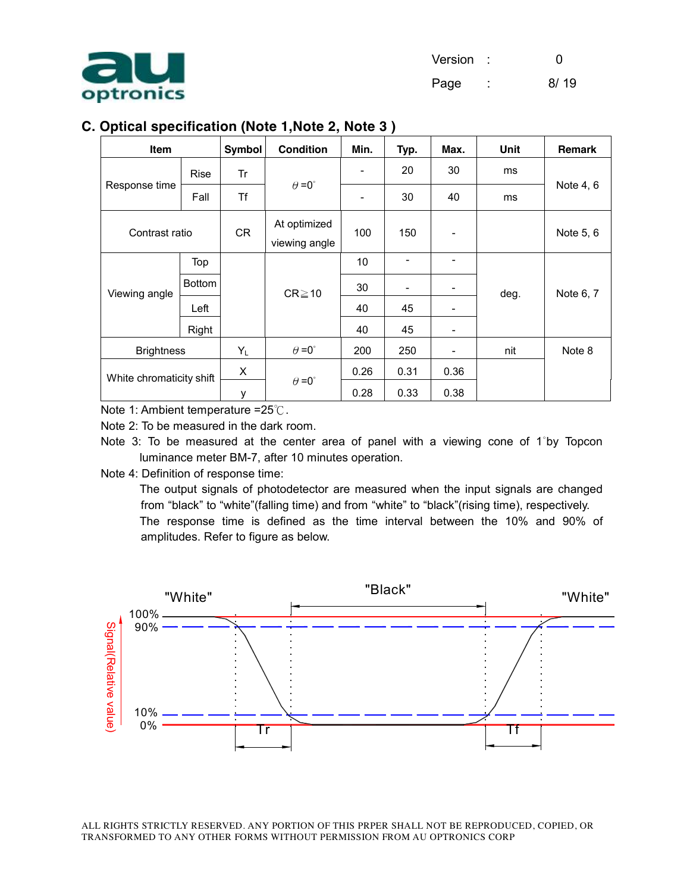## C. Optical specification (Note 1,Note 2, Note 3 )

| Item | | Symbol | Condition | Min. | Typ. | Max. | Unit | Remark |
|---|---|---|---|---|---|---|---|---|
| Response time | Rise | Tr | θ=0° | - | 20 | 30 | ms | Note 4, 6 |
| | Fall | Tf | | - | 30 | 40 | ms | |
| Contrast ratio | | CR | At optimized viewing angle | 100 | 150 | - | | Note 5, 6 |
| Viewing angle | Top | | CR≧10 | 10 | - | - | deg. | Note 6, 7 |
| | Bottom | | | 30 | - | - | | |
| | Left | | | 40 | 45 | - | | |
| | Right | | | 40 | 45 | - | | |
| Brightness | | $Y_L$ | θ=0° | 200 | 250 | - | nit | Note 8 |
| White chromaticity shift | | X | θ=0° | 0.26 | 0.31 | 0.36 | | |
| | | y | | 0.28 | 0.33 | 0.38 | | |

Note 1: Ambient temperature =25℃.

Note 2: To be measured in the dark room.

Note 3: To be measured at the center area of panel with a viewing cone of 1°by Topcon luminance meter BM-7, after 10 minutes operation.

Note 4: Definition of response time:

The output signals of photodetector are measured when the input signals are changed from "black" to "white"(falling time) and from "white" to "black"(rising time), respectively. The response time is defined as the time interval between the 10% and 90% of amplitudes. Refer to figure as below.

"White" "Black" "White"

100% 90% 10% 0%

Signal(Relative value)

Tr Tf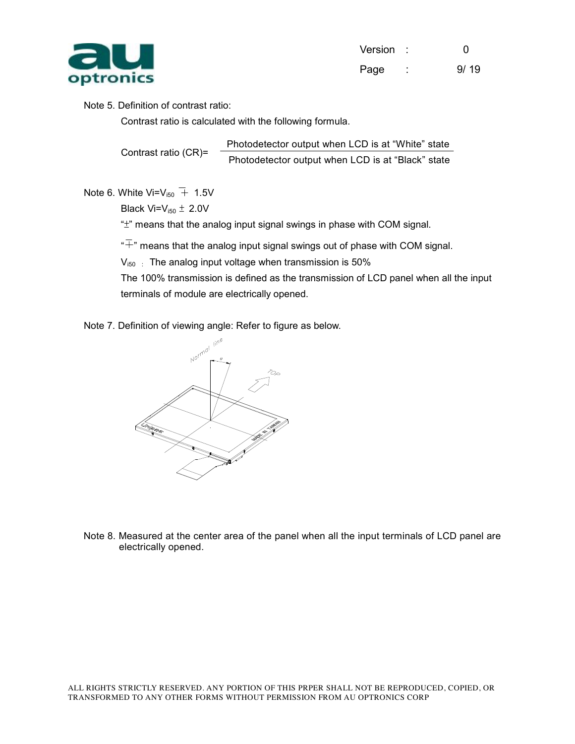Note 5. Definition of contrast ratio:

Contrast ratio is calculated with the following formula.

$$\text{Contrast ratio (CR)} = \frac{\text{Photodetector output when LCD is at "White" state}}{\text{Photodetector output when LCD is at "Black" state}}$$

Note 6. White $V_i = V_{i50} \mp 1.5V$

Black $V_i = V_{i50} \pm 2.0V$

"$\pm$" means that the analog input signal swings in phase with COM signal.

"$\mp$" means that the analog input signal swings out of phase with COM signal.

$V_{i50}$ : The analog input voltage when transmission is 50%

The 100% transmission is defined as the transmission of LCD panel when all the input terminals of module are electrically opened.

Note 7. Definition of viewing angle: Refer to figure as below.

Note 8. Measured at the center area of the panel when all the input terminals of LCD panel are electrically opened.

ALL RIGHTS STRICTLY RESERVED. ANY PORTION OF THIS PRPER SHALL NOT BE REPRODUCED, COPIED, OR TRANSFORMED TO ANY OTHER FORMS WITHOUT PERMISSION FROM AU OPTRONICS CORP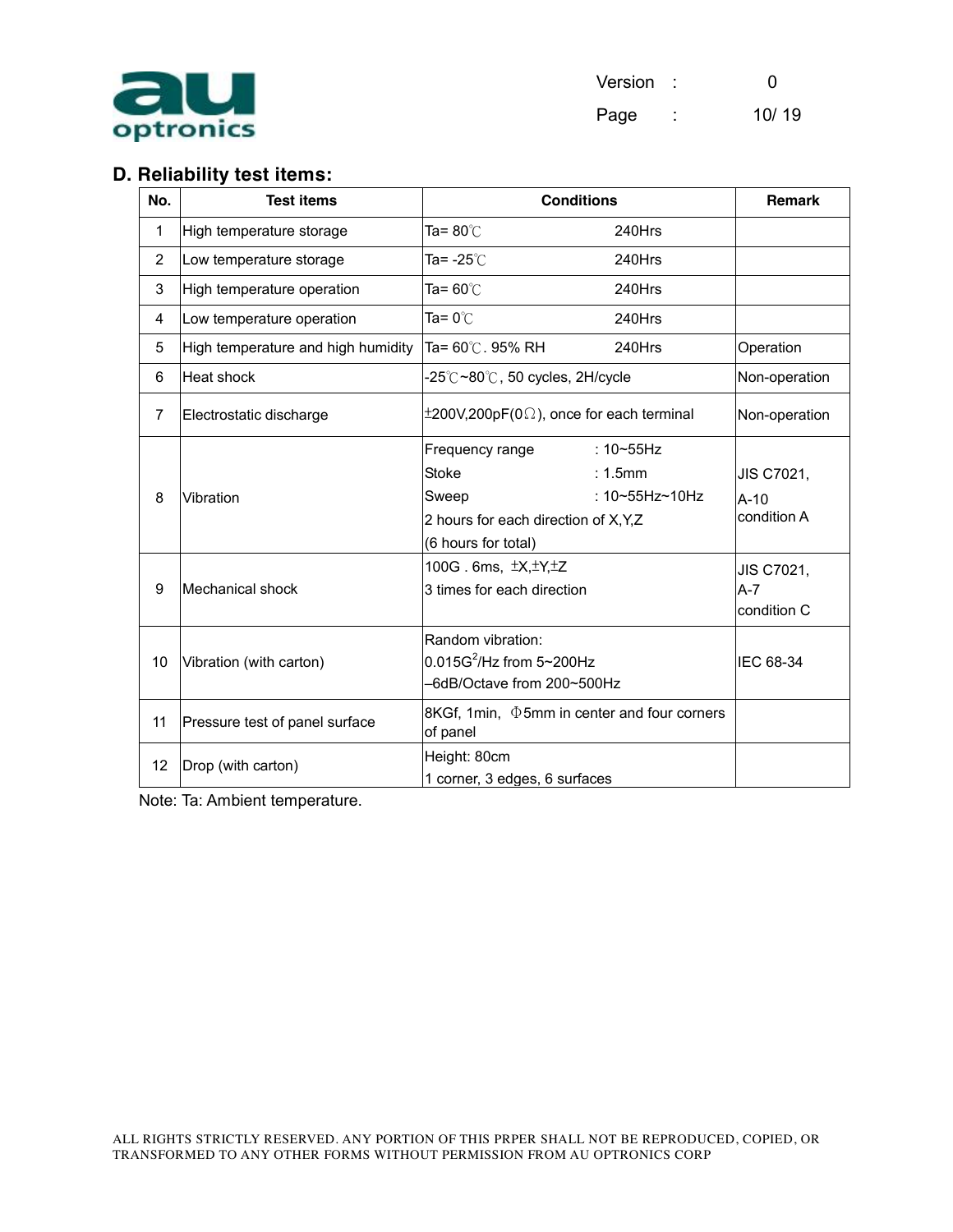## D. Reliability test items:

| No. | Test items | Conditions | Remark |
|---|---|---|---|
| 1 | High temperature storage | Ta= 80℃ 240Hrs | |
| 2 | Low temperature storage | Ta= -25℃ 240Hrs | |
| 3 | High temperature operation | Ta= 60℃ 240Hrs | |
| 4 | Low temperature operation | Ta= 0℃ 240Hrs | |
| 5 | High temperature and high humidity | Ta= 60℃. 95% RH 240Hrs | Operation |
| 6 | Heat shock | -25℃~80℃, 50 cycles, 2H/cycle | Non-operation |
| 7 | Electrostatic discharge | ±200V,200pF(0Ω), once for each terminal | Non-operation |
| 8 | Vibration | Frequency range : 10~55Hz<br>Stoke : 1.5mm<br>Sweep : 10~55Hz~10Hz<br>2 hours for each direction of X,Y,Z<br>(6 hours for total) | JIS C7021, A-10 condition A |
| 9 | Mechanical shock | 100G . 6ms, ±X,±Y,±Z<br>3 times for each direction | JIS C7021, A-7 condition C |
| 10 | Vibration (with carton) | Random vibration:<br>$0.015G^2$/Hz from 5~200Hz<br>–6dB/Octave from 200~500Hz | IEC 68-34 |
| 11 | Pressure test of panel surface | 8KGf, 1min, Φ5mm in center and four corners of panel | |
| 12 | Drop (with carton) | Height: 80cm<br>1 corner, 3 edges, 6 surfaces | |

Note: Ta: Ambient temperature.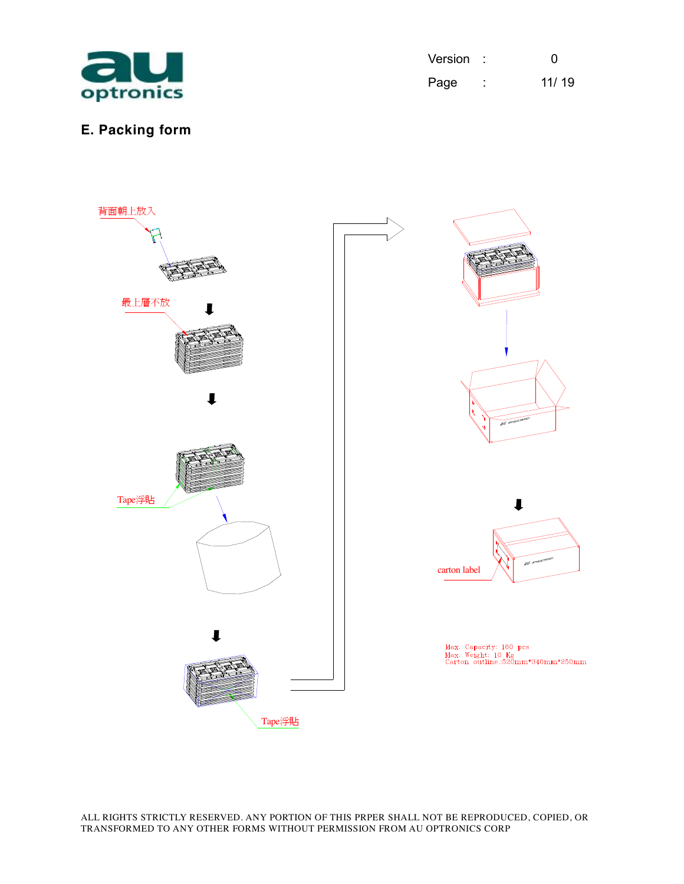## E. Packing form

背面朝上放入

最上層不放

Tape浮貼

Tape浮貼

carton label

Max. Capacity: 160 pcs
Max. Weight: 10 Kg
Carton outline:520mm*340mm*250mm

ALL RIGHTS STRICTLY RESERVED. ANY PORTION OF THIS PRPER SHALL NOT BE REPRODUCED, COPIED, OR TRANSFORMED TO ANY OTHER FORMS WITHOUT PERMISSION FROM AU OPTRONICS CORP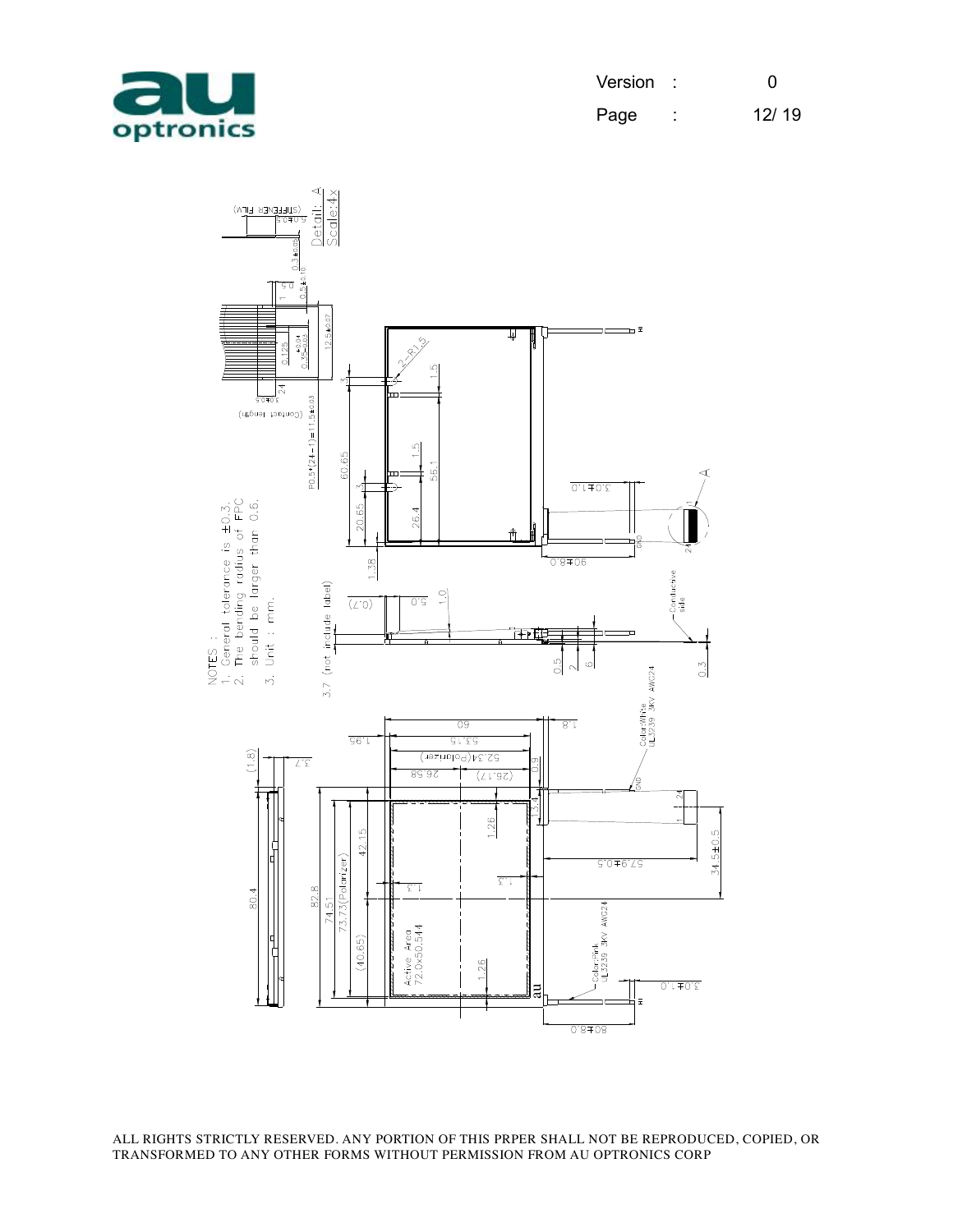NOTES :
1. General tolerance is ±0.3.
2. The bending radius of FPC should be larger than 0.6.
3. Unit : mm.

Detail: A
Scale:4x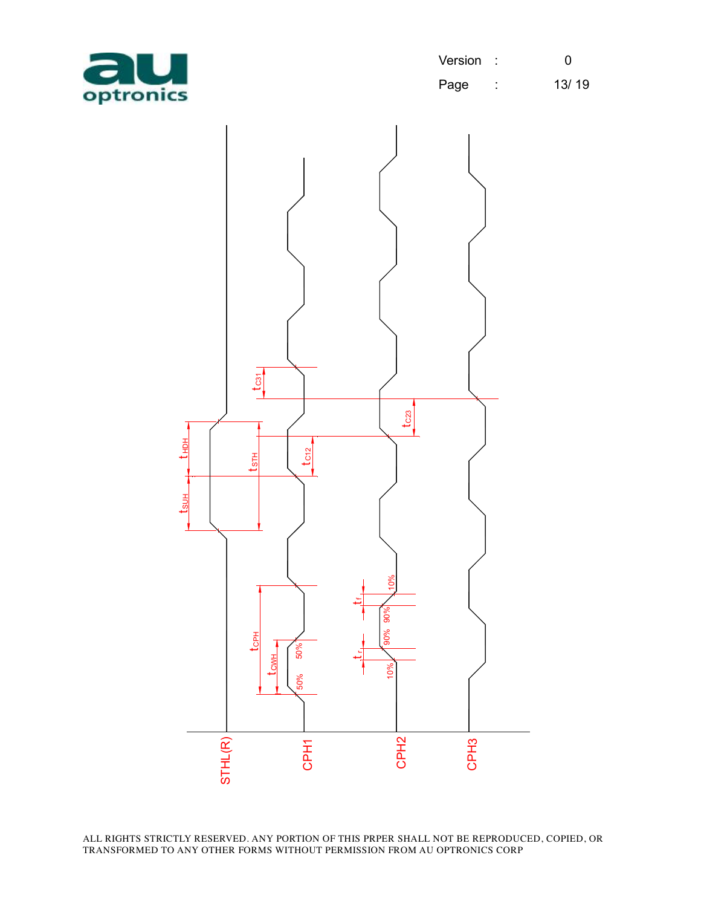$t_{C31}$

$t_{C23}$

$t_{HDH}$ $t_{STH}$ $t_{C12}$

$t_{SUH}$

$t_{CPH}$ $t_{CWH}$ 50% 50%

$t_f$ 10% 90%

$t_r$ 90% 10%

STHL(R) CPH1 CPH2 CPH3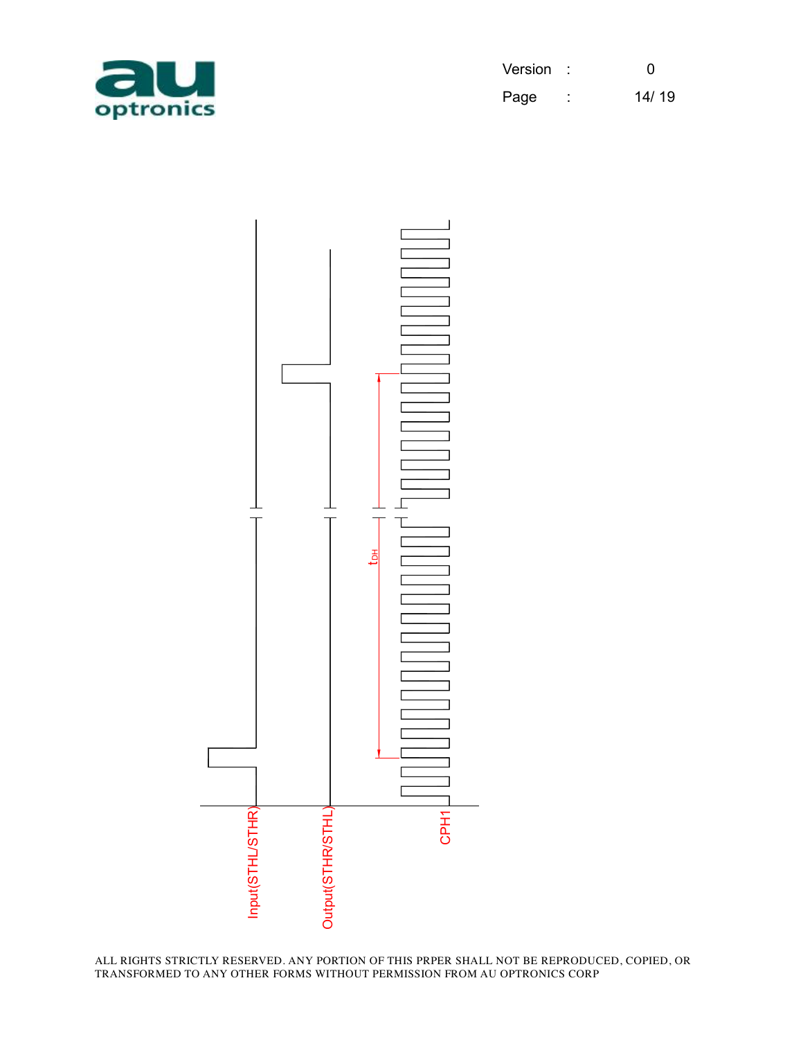Input(STHL/STHR)

Output(STHR/STHL)

CPH1

$t_{DH}$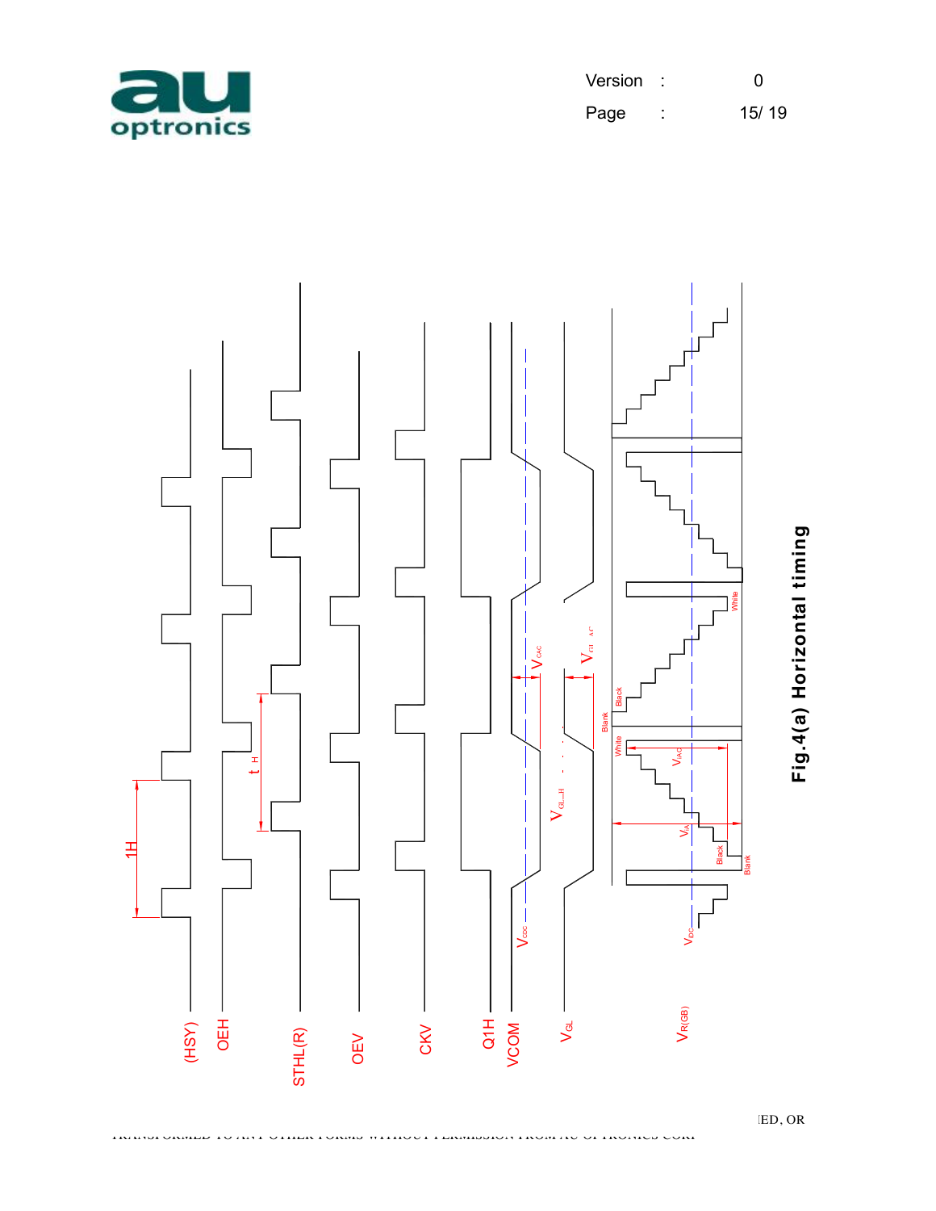(HSY)

OEH

STHL(R)

OEV

CKV

Q1H

VCOM

$V_{GL}$

$V_{R(GB)}$

1H

$t_H$

$V_{CDC}$

$V_{CAC}$

$V_{GL\_AC}$

$V_{GL\_H}$

$V_{DC}$

$V_{IA}$

$V_{IAC}$

Blank

Black

White

**Fig.4(a) Horizontal timing**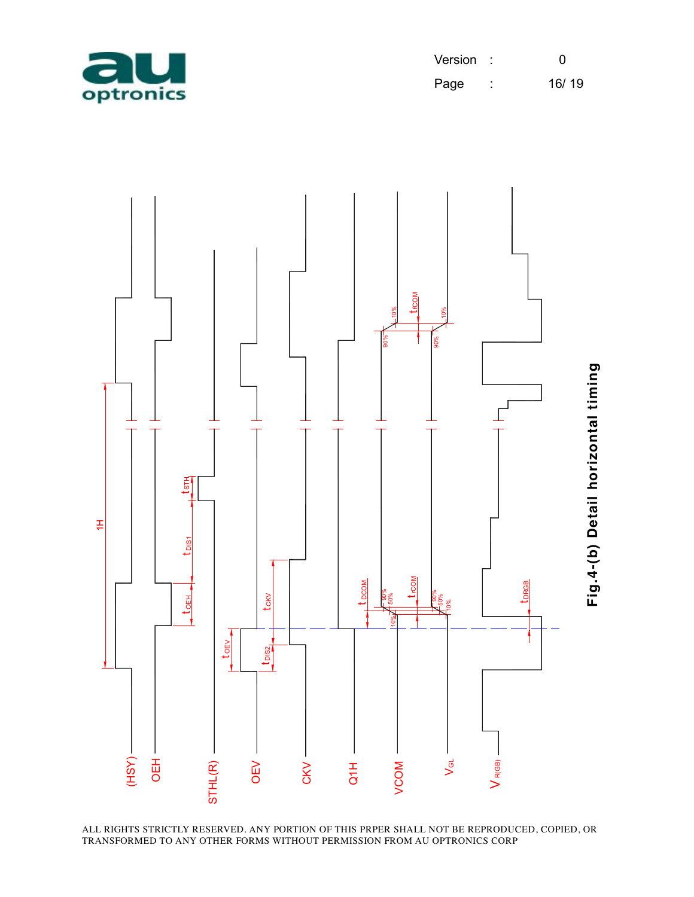Fig.4-(b) Detail horizontal timing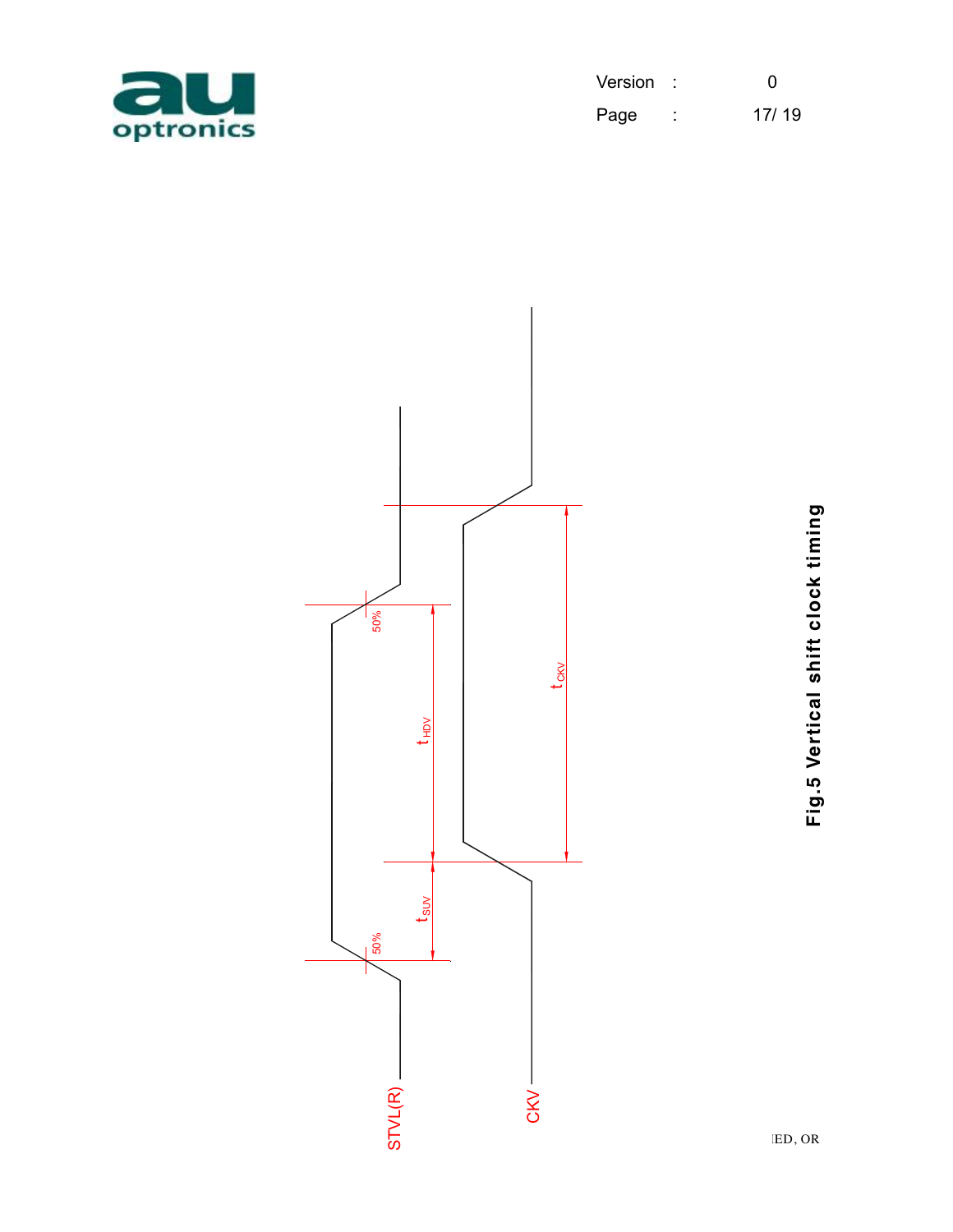STVL(R)

CKV

50%

50%

$t_{SUV}$

$t_{HDV}$

$t_{CKV}$

**Fig.5 Vertical shift clock timing**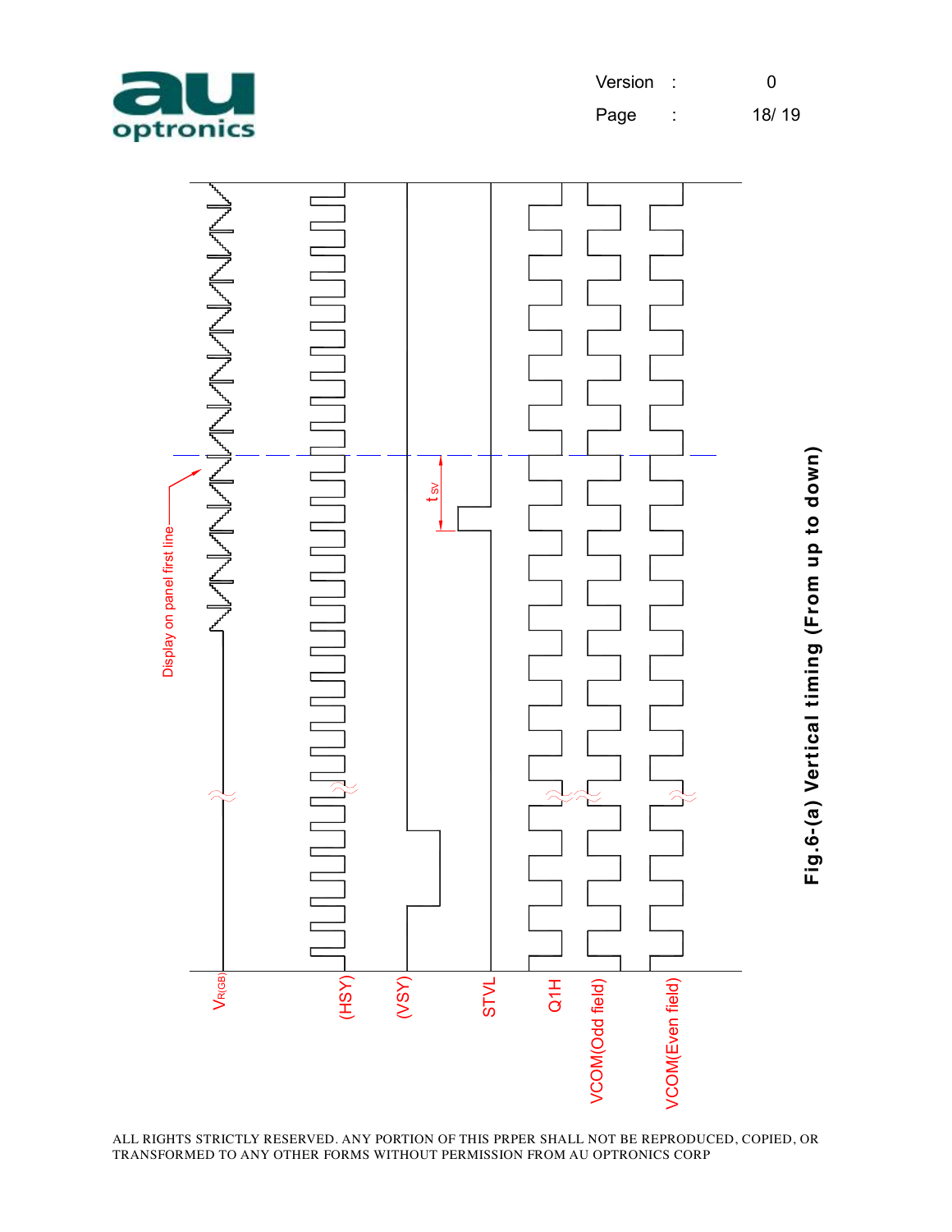Fig.6-(a) Vertical timing (From up to down)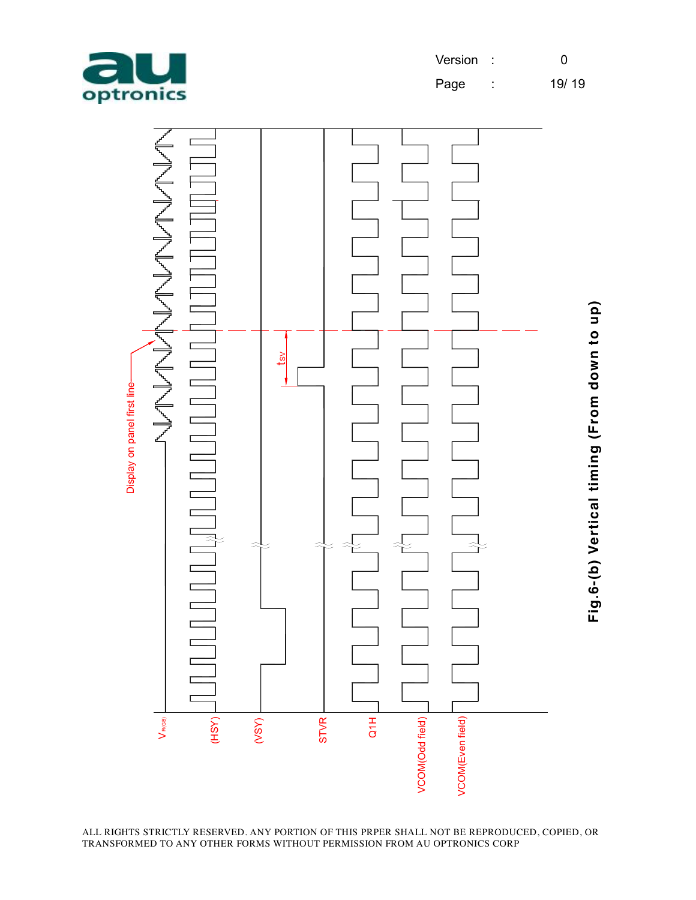V$_{R(GB)}$

(HSY)

(VSY)

STVR

Q1H

VCOM(Odd field)

VCOM(Even field)

Display on panel first line

$t_{SV}$

**Fig.6-(b) Vertical timing (From down to up)**

ALL RIGHTS STRICTLY RESERVED. ANY PORTION OF THIS PRPER SHALL NOT BE REPRODUCED, COPIED, OR TRANSFORMED TO ANY OTHER FORMS WITHOUT PERMISSION FROM AU OPTRONICS CORP